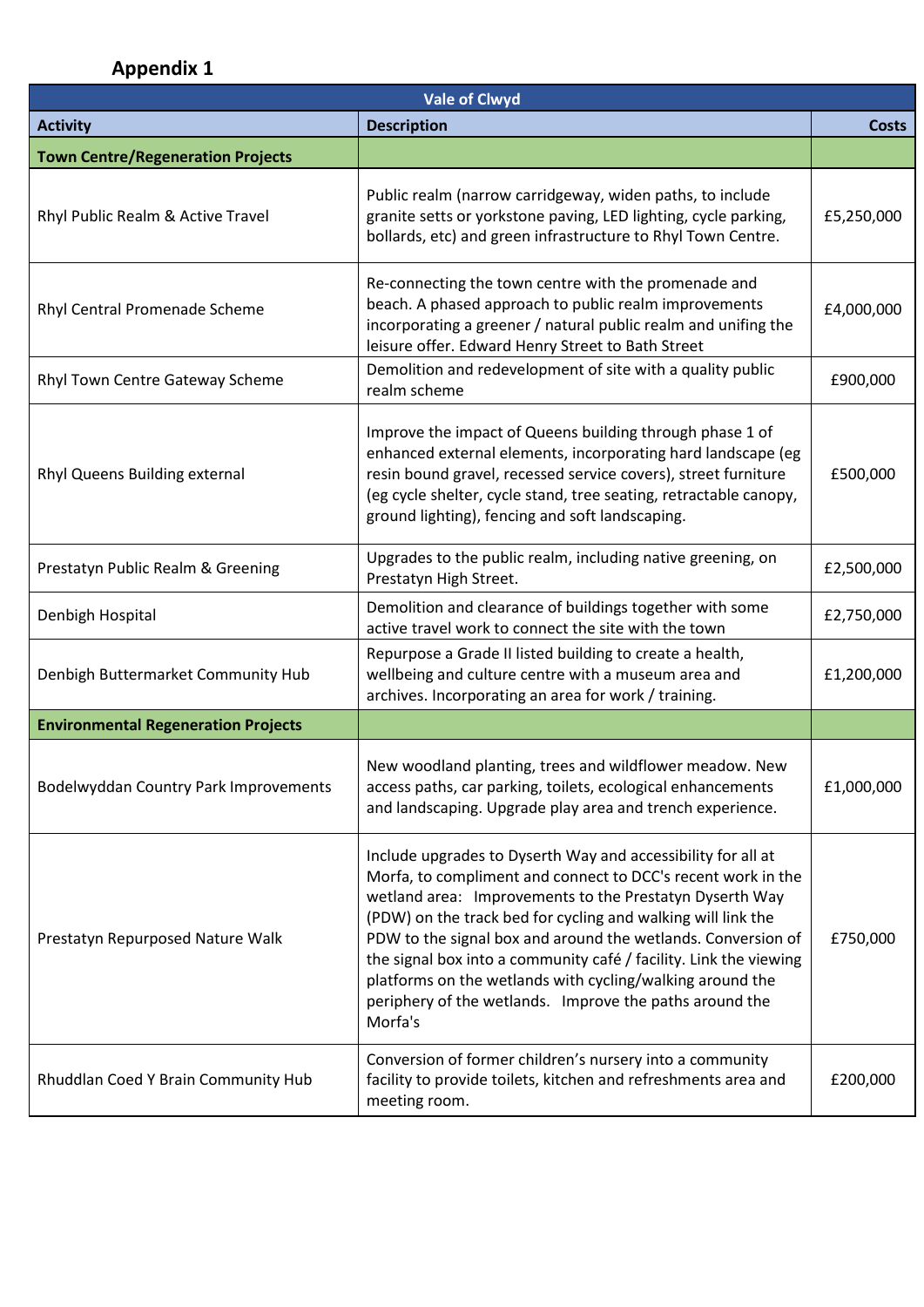## Appendix 1

| Vale of Clwyd | | |
|---|---|---|
| **Activity** | **Description** | **Costs** |
| **Town Centre/Regeneration Projects** | | |
| Rhyl Public Realm & Active Travel | Public realm (narrow carridgeway, widen paths, to include granite setts or yorkstone paving, LED lighting, cycle parking, bollards, etc) and green infrastructure to Rhyl Town Centre. | £5,250,000 |
| Rhyl Central Promenade Scheme | Re-connecting the town centre with the promenade and beach. A phased approach to public realm improvements incorporating a greener / natural public realm and unifing the leisure offer. Edward Henry Street to Bath Street | £4,000,000 |
| Rhyl Town Centre Gateway Scheme | Demolition and redevelopment of site with a quality public realm scheme | £900,000 |
| Rhyl Queens Building external | Improve the impact of Queens building through phase 1 of enhanced external elements, incorporating hard landscape (eg resin bound gravel, recessed service covers), street furniture (eg cycle shelter, cycle stand, tree seating, retractable canopy, ground lighting), fencing and soft landscaping. | £500,000 |
| Prestatyn Public Realm & Greening | Upgrades to the public realm, including native greening, on Prestatyn High Street. | £2,500,000 |
| Denbigh Hospital | Demolition and clearance of buildings together with some active travel work to connect the site with the town | £2,750,000 |
| Denbigh Buttermarket Community Hub | Repurpose a Grade II listed building to create a health, wellbeing and culture centre with a museum area and archives. Incorporating an area for work / training. | £1,200,000 |
| **Environmental Regeneration Projects** | | |
| Bodelwyddan Country Park Improvements | New woodland planting, trees and wildflower meadow. New access paths, car parking, toilets, ecological enhancements and landscaping. Upgrade play area and trench experience. | £1,000,000 |
| Prestatyn Repurposed Nature Walk | Include upgrades to Dyserth Way and accessibility for all at Morfa, to compliment and connect to DCC's recent work in the wetland area: Improvements to the Prestatyn Dyserth Way (PDW) on the track bed for cycling and walking will link the PDW to the signal box and around the wetlands. Conversion of the signal box into a community café / facility. Link the viewing platforms on the wetlands with cycling/walking around the periphery of the wetlands. Improve the paths around the Morfa's | £750,000 |
| Rhuddlan Coed Y Brain Community Hub | Conversion of former children's nursery into a community facility to provide toilets, kitchen and refreshments area and meeting room. | £200,000 |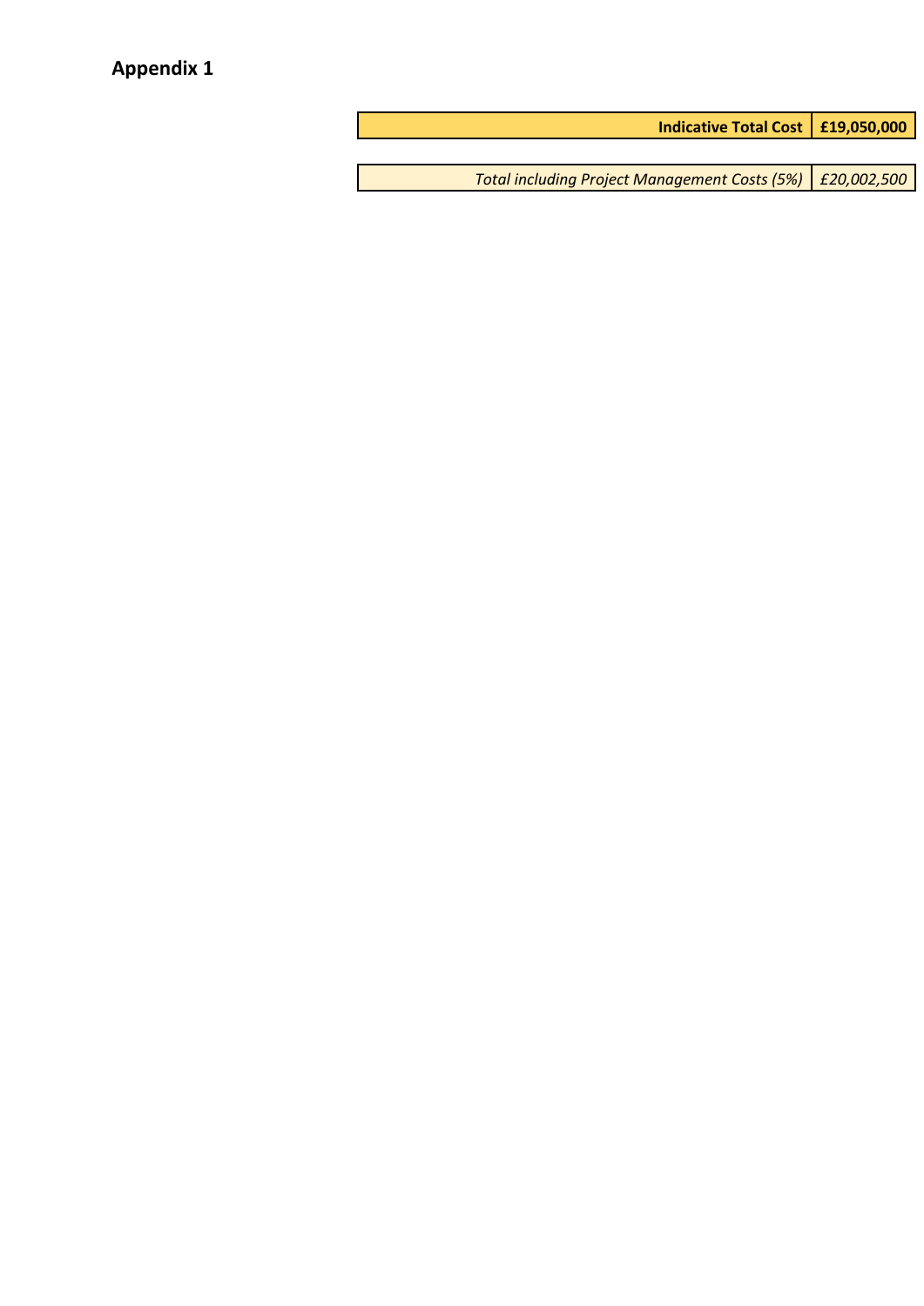## Appendix 1

| | |
|---|---|
| **Indicative Total Cost** | **£19,050,000** |
| *Total including Project Management Costs (5%)* | *£20,002,500* |